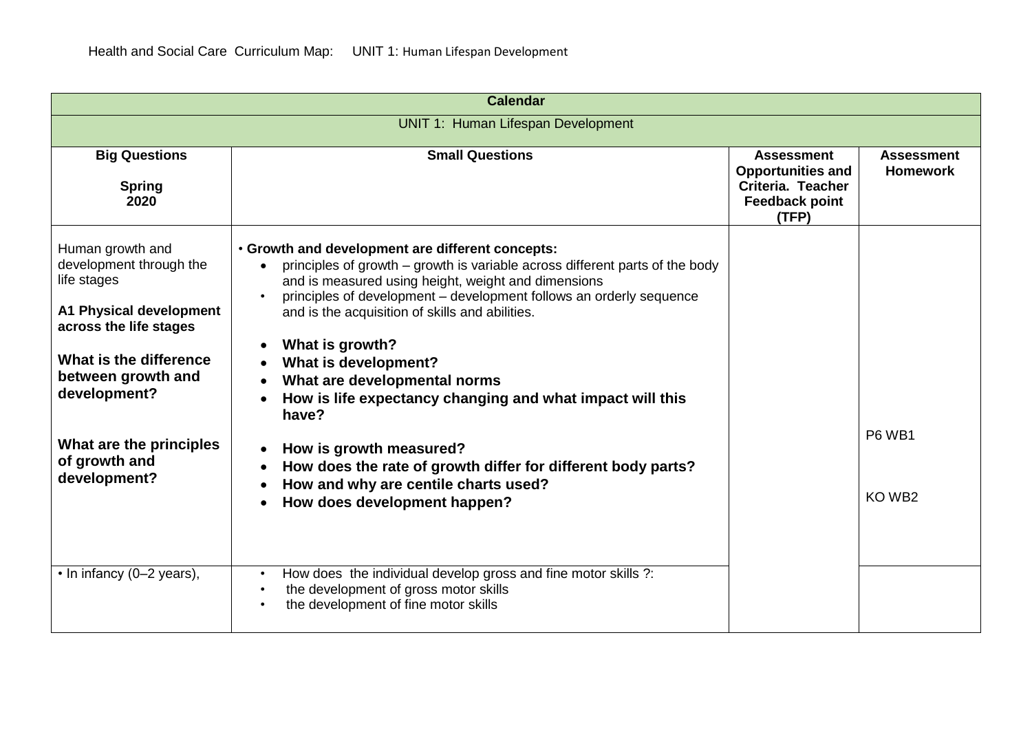Health and Social Care Curriculum Map: UNIT 1: Human Lifespan Development

| Calendar | | | |
|---|---|---|---|
| UNIT 1: Human Lifespan Development | | | |
| **Big Questions**<br><br>**Spring 2020** | **Small Questions** | **Assessment Opportunities and Criteria. Teacher Feedback point (TFP)** | **Assessment Homework** |
| Human growth and development through the life stages<br><br>**A1 Physical development across the life stages**<br><br>**What is the difference between growth and development?**<br><br>**What are the principles of growth and development?** | • **Growth and development are different concepts:**<br>• principles of growth – growth is variable across different parts of the body and is measured using height, weight and dimensions<br>• principles of development – development follows an orderly sequence and is the acquisition of skills and abilities.<br><br>• **What is growth?**<br>• **What is development?**<br>• **What are developmental norms**<br>• **How is life expectancy changing and what impact will this have?**<br><br>• **How is growth measured?**<br>• **How does the rate of growth differ for different body parts?**<br>• **How and why are centile charts used?**<br>• **How does development happen?** | | P6 WB1<br><br>KO WB2 |
| • In infancy (0–2 years), | • How does the individual develop gross and fine motor skills ?:<br>• the development of gross motor skills<br>• the development of fine motor skills | | |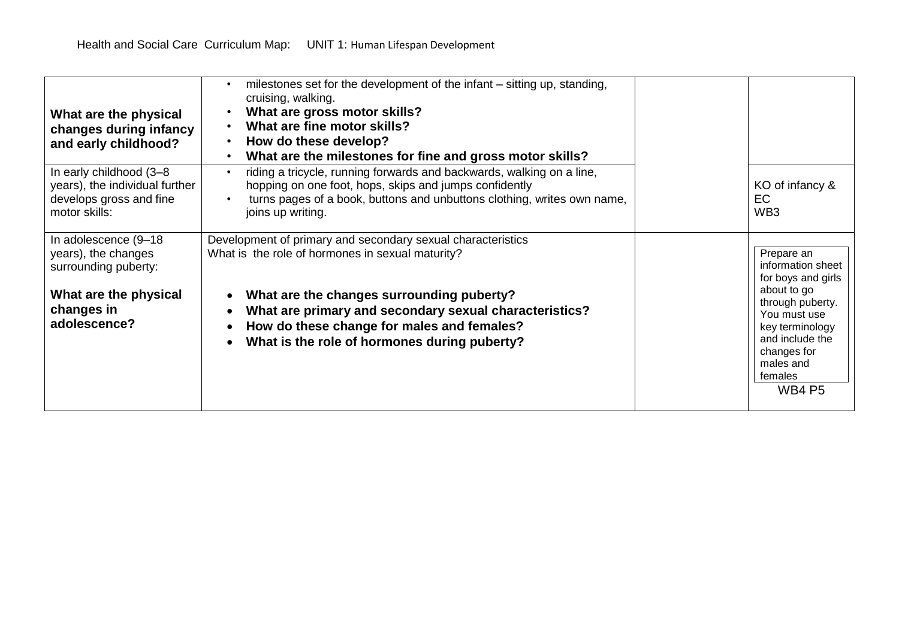Health and Social Care Curriculum Map: UNIT 1: Human Lifespan Development

| | | | |
|---|---|---|---|
| **What are the physical changes during infancy and early childhood?** | • milestones set for the development of the infant – sitting up, standing, cruising, walking.<br>• **What are gross motor skills?**<br>• **What are fine motor skills?**<br>• **How do these develop?**<br>• **What are the milestones for fine and gross motor skills?** | | |
| In early childhood (3–8 years), the individual further develops gross and fine motor skills: | • riding a tricycle, running forwards and backwards, walking on a line, hopping on one foot, hops, skips and jumps confidently<br>• turns pages of a book, buttons and unbuttons clothing, writes own name, joins up writing. | | KO of infancy & EC<br>WB3 |
| In adolescence (9–18 years), the changes surrounding puberty:<br><br>**What are the physical changes in adolescence?** | Development of primary and secondary sexual characteristics<br>What is the role of hormones in sexual maturity?<br><br>• **What are the changes surrounding puberty?**<br>• **What are primary and secondary sexual characteristics?**<br>• **How do these change for males and females?**<br>• **What is the role of hormones during puberty?** | | Prepare an information sheet for boys and girls about to go through puberty. You must use key terminology and include the changes for males and females<br>WB4 P5 |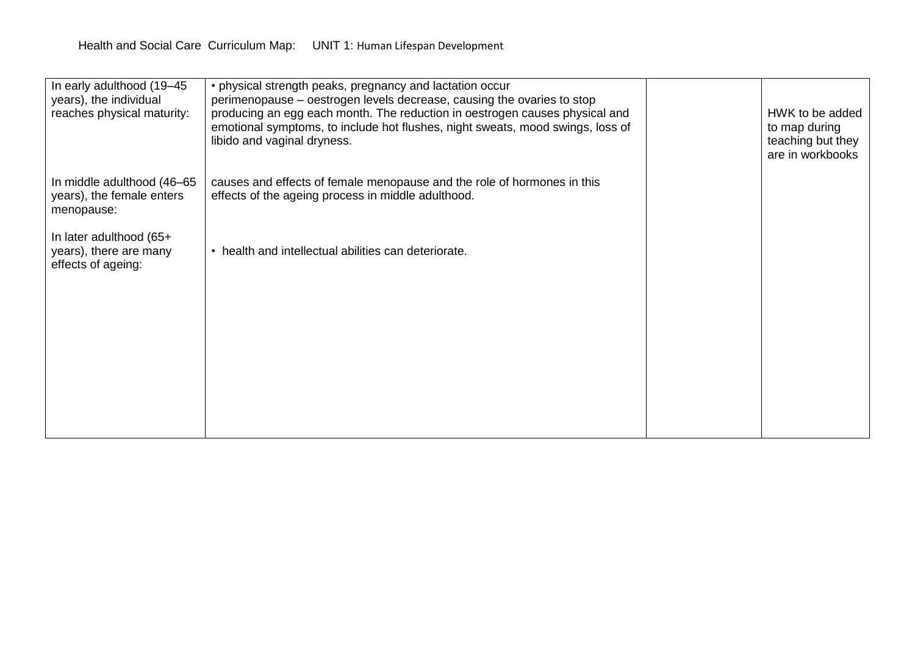Health and Social Care Curriculum Map: UNIT 1: Human Lifespan Development

| | | | |
|---|---|---|---|
| In early adulthood (19–45 years), the individual reaches physical maturity:<br><br>In middle adulthood (46–65 years), the female enters menopause:<br><br>In later adulthood (65+ years), there are many effects of ageing: | • physical strength peaks, pregnancy and lactation occur<br>perimenopause – oestrogen levels decrease, causing the ovaries to stop producing an egg each month. The reduction in oestrogen causes physical and emotional symptoms, to include hot flushes, night sweats, mood swings, loss of libido and vaginal dryness.<br><br>causes and effects of female menopause and the role of hormones in this effects of the ageing process in middle adulthood.<br><br>• health and intellectual abilities can deteriorate. | | HWK to be added to map during teaching but they are in workbooks |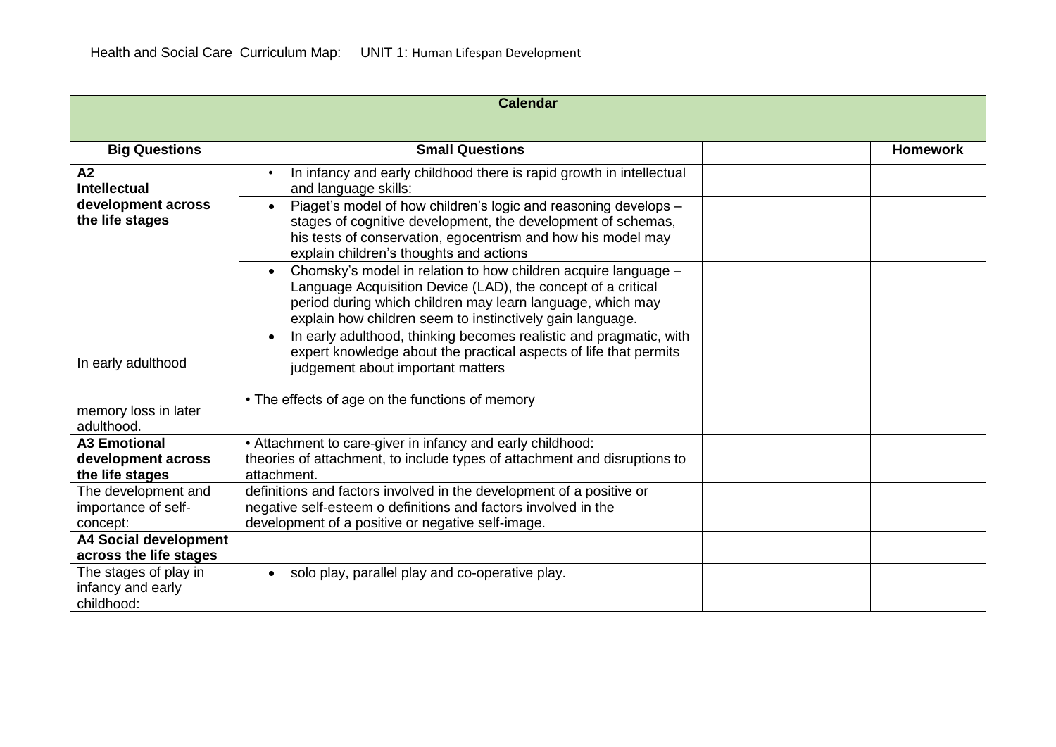Health and Social Care Curriculum Map: UNIT 1: Human Lifespan Development

| Calendar | | | |
|---|---|---|---|
| | | | |
| **Big Questions** | **Small Questions** | | **Homework** |
| **A2 Intellectual development across the life stages** | • In infancy and early childhood there is rapid growth in intellectual and language skills: | | |
| | • Piaget's model of how children's logic and reasoning develops – stages of cognitive development, the development of schemas, his tests of conservation, egocentrism and how his model may explain children's thoughts and actions | | |
| | • Chomsky's model in relation to how children acquire language – Language Acquisition Device (LAD), the concept of a critical period during which children may learn language, which may explain how children seem to instinctively gain language. | | |
| In early adulthood<br><br>memory loss in later adulthood. | • In early adulthood, thinking becomes realistic and pragmatic, with expert knowledge about the practical aspects of life that permits judgement about important matters<br><br>• The effects of age on the functions of memory | | |
| **A3 Emotional development across the life stages** | • Attachment to care-giver in infancy and early childhood: theories of attachment, to include types of attachment and disruptions to attachment. | | |
| The development and importance of self-concept: | definitions and factors involved in the development of a positive or negative self-esteem o definitions and factors involved in the development of a positive or negative self-image. | | |
| **A4 Social development across the life stages** | | | |
| The stages of play in infancy and early childhood: | • solo play, parallel play and co-operative play. | | |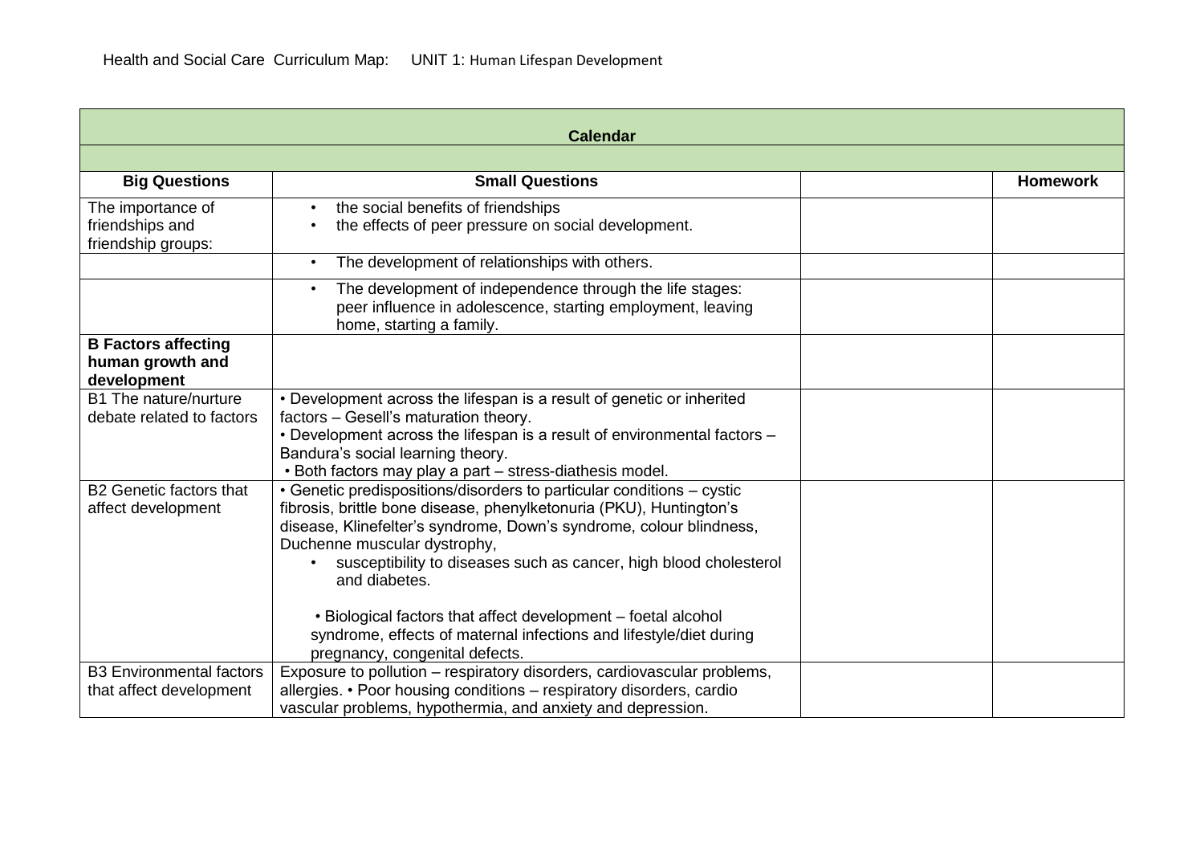Health and Social Care Curriculum Map: UNIT 1: Human Lifespan Development

| Calendar | | | |
|---|---|---|---|
| | | | |
| **Big Questions** | **Small Questions** | | **Homework** |
| The importance of friendships and friendship groups: | • the social benefits of friendships<br>• the effects of peer pressure on social development. | | |
| | • The development of relationships with others. | | |
| | • The development of independence through the life stages: peer influence in adolescence, starting employment, leaving home, starting a family. | | |
| **B Factors affecting human growth and development** | | | |
| B1 The nature/nurture debate related to factors | • Development across the lifespan is a result of genetic or inherited factors – Gesell's maturation theory.<br>• Development across the lifespan is a result of environmental factors – Bandura's social learning theory.<br>• Both factors may play a part – stress-diathesis model. | | |
| B2 Genetic factors that affect development | • Genetic predispositions/disorders to particular conditions – cystic fibrosis, brittle bone disease, phenylketonuria (PKU), Huntington's disease, Klinefelter's syndrome, Down's syndrome, colour blindness, Duchenne muscular dystrophy,<br>• susceptibility to diseases such as cancer, high blood cholesterol and diabetes.<br><br>• Biological factors that affect development – foetal alcohol syndrome, effects of maternal infections and lifestyle/diet during pregnancy, congenital defects. | | |
| B3 Environmental factors that affect development | Exposure to pollution – respiratory disorders, cardiovascular problems, allergies. • Poor housing conditions – respiratory disorders, cardio vascular problems, hypothermia, and anxiety and depression. | | |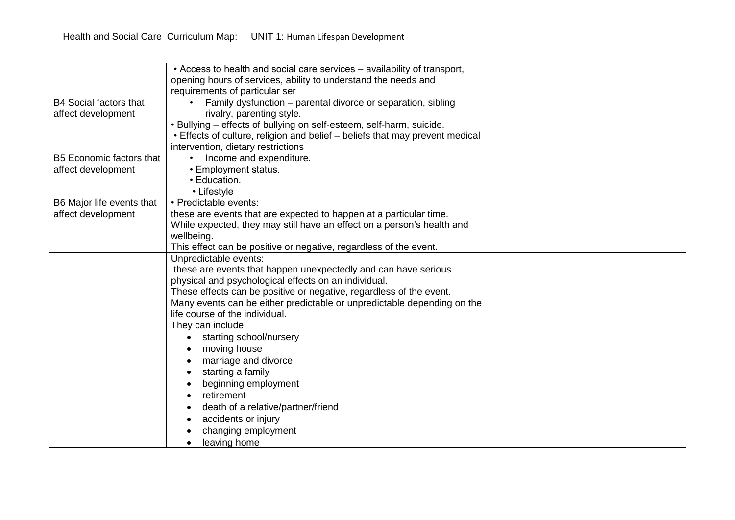Health and Social Care Curriculum Map: UNIT 1: Human Lifespan Development

| | | | |
|---|---|---|---|
| | • Access to health and social care services – availability of transport, opening hours of services, ability to understand the needs and requirements of particular ser | | |
| B4 Social factors that affect development | • Family dysfunction – parental divorce or separation, sibling rivalry, parenting style.<br>• Bullying – effects of bullying on self-esteem, self-harm, suicide.<br>• Effects of culture, religion and belief – beliefs that may prevent medical intervention, dietary restrictions | | |
| B5 Economic factors that affect development | • Income and expenditure.<br>• Employment status.<br>• Education.<br>• Lifestyle | | |
| B6 Major life events that affect development | • Predictable events:<br>these are events that are expected to happen at a particular time.<br>While expected, they may still have an effect on a person's health and wellbeing.<br>This effect can be positive or negative, regardless of the event. | | |
| | Unpredictable events:<br>these are events that happen unexpectedly and can have serious physical and psychological effects on an individual.<br>These effects can be positive or negative, regardless of the event. | | |
| | Many events can be either predictable or unpredictable depending on the life course of the individual.<br>They can include:<br>• starting school/nursery<br>• moving house<br>• marriage and divorce<br>• starting a family<br>• beginning employment<br>• retirement<br>• death of a relative/partner/friend<br>• accidents or injury<br>• changing employment<br>• leaving home | | |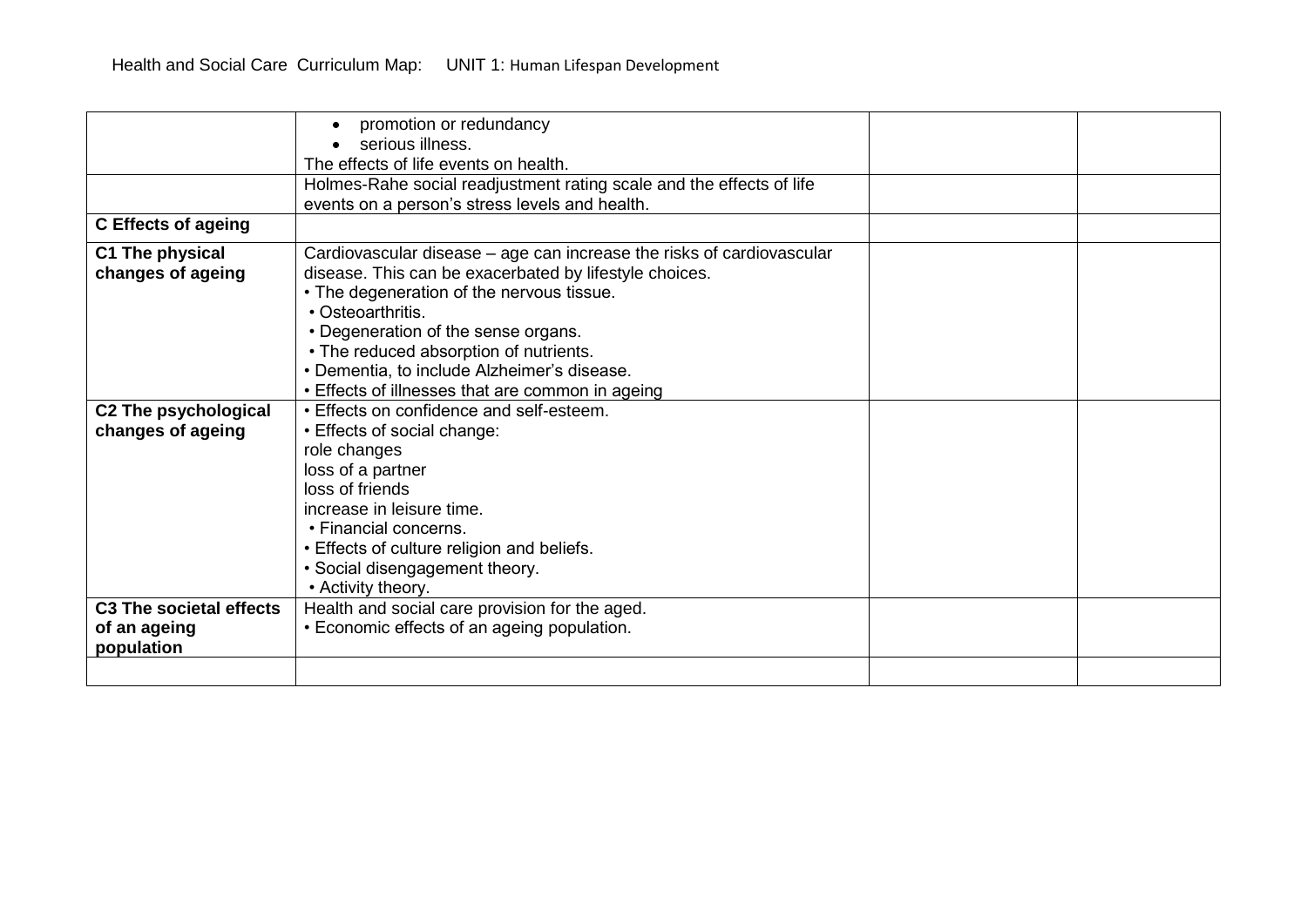| | | | |
|---|---|---|---|
| | • promotion or redundancy<br>• serious illness.<br>The effects of life events on health. | | |
| | Holmes-Rahe social readjustment rating scale and the effects of life events on a person's stress levels and health. | | |
| **C Effects of ageing** | | | |
| **C1 The physical changes of ageing** | Cardiovascular disease – age can increase the risks of cardiovascular disease. This can be exacerbated by lifestyle choices.<br>• The degeneration of the nervous tissue.<br>• Osteoarthritis.<br>• Degeneration of the sense organs.<br>• The reduced absorption of nutrients.<br>• Dementia, to include Alzheimer's disease.<br>• Effects of illnesses that are common in ageing | | |
| **C2 The psychological changes of ageing** | • Effects on confidence and self-esteem.<br>• Effects of social change:<br>role changes<br>loss of a partner<br>loss of friends<br>increase in leisure time.<br>• Financial concerns.<br>• Effects of culture religion and beliefs.<br>• Social disengagement theory.<br>• Activity theory. | | |
| **C3 The societal effects of an ageing population** | Health and social care provision for the aged.<br>• Economic effects of an ageing population. | | |
| | | | |